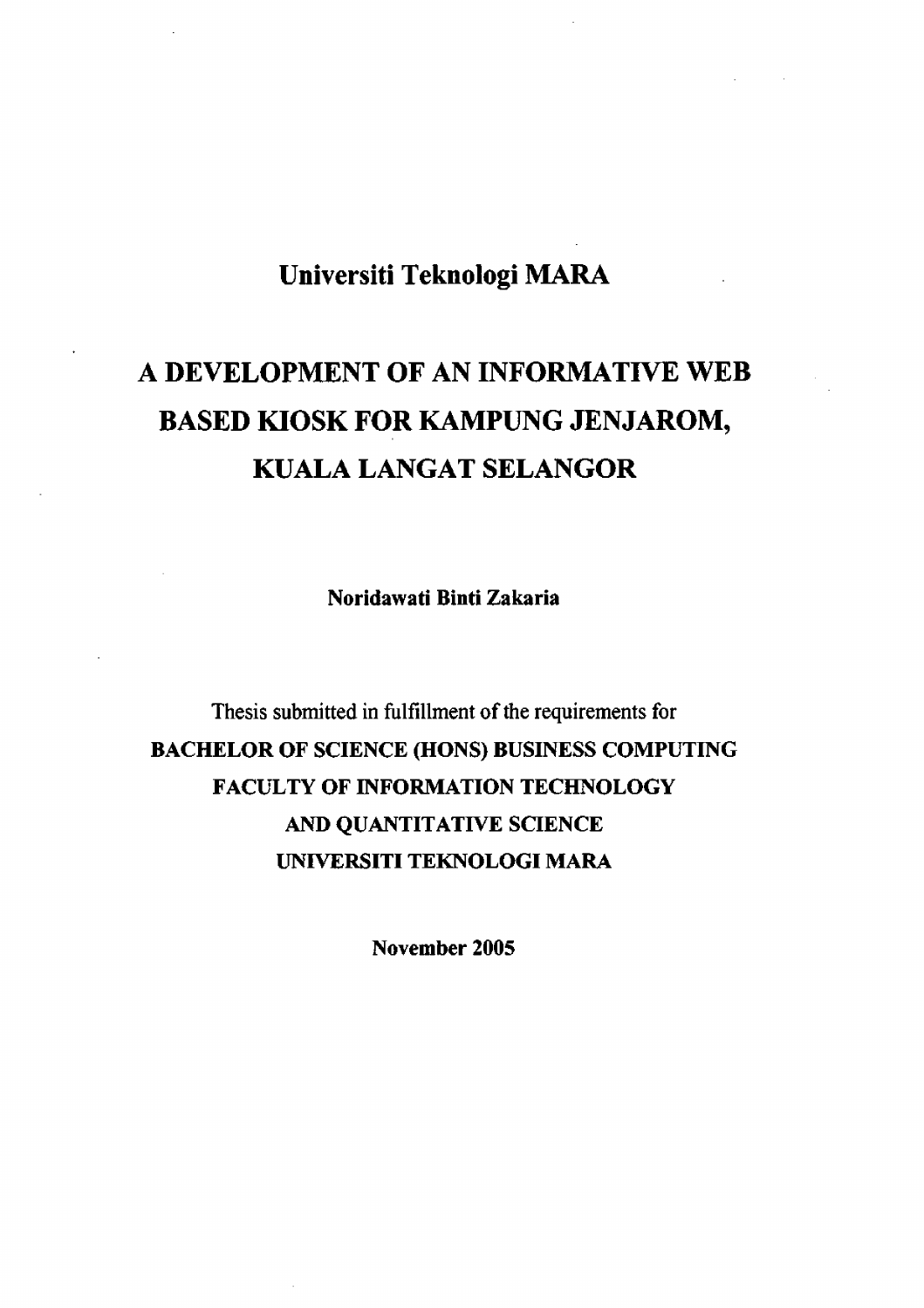# Universiti Teknologi MARA

# A DEVELOPMENT OF AN INFORMATIVE WEB BASED KIOSK FOR KAMPUNG JENJAROM, KUALA LANGAT SELANGOR

**Noridawati Binti Zakaria**

Thesis submitted in fulfillment of the requirements for

**BACHELOR OF SCIENCE (HONS) BUSINESS COMPUTING**
**FACULTY OF INFORMATION TECHNOLOGY**
**AND QUANTITATIVE SCIENCE**
**UNIVERSITI TEKNOLOGI MARA**

**November 2005**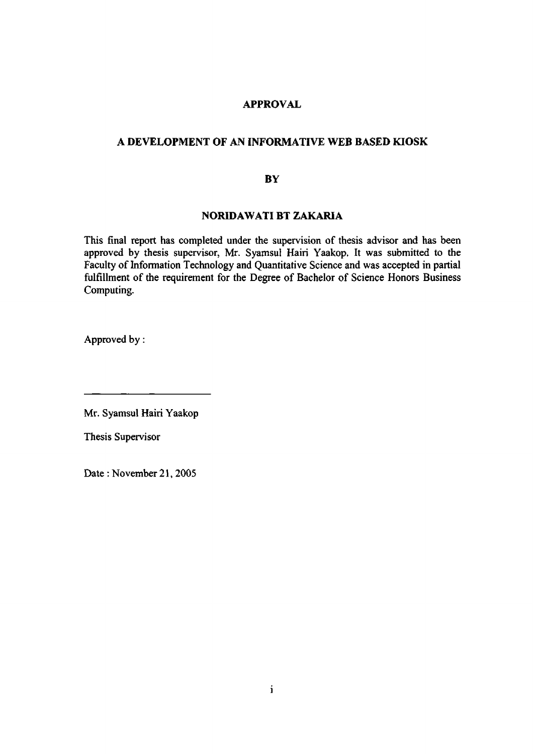# APPROVAL

## A DEVELOPMENT OF AN INFORMATIVE WEB BASED KIOSK

**BY**

**NORIDAWATI BT ZAKARIA**

This final report has completed under the supervision of thesis advisor and has been approved by thesis supervisor, Mr. Syamsul Hairi Yaakop. It was submitted to the Faculty of Information Technology and Quantitative Science and was accepted in partial fulfillment of the requirement for the Degree of Bachelor of Science Honors Business Computing.

Approved by :

\_\_\_\_\_\_\_\_\_\_\_\_\_\_\_\_\_\_\_\_

Mr. Syamsul Hairi Yaakop

Thesis Supervisor

Date : November 21, 2005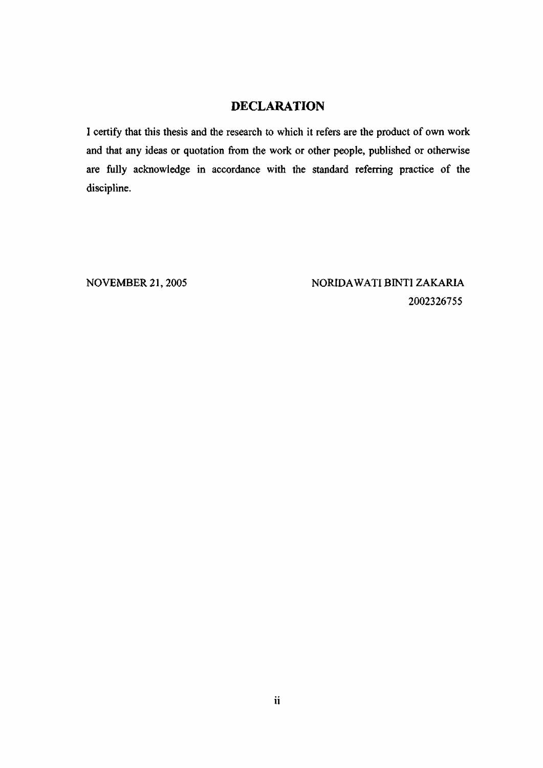# DECLARATION

I certify that this thesis and the research to which it refers are the product of own work and that any ideas or quotation from the work or other people, published or otherwise are fully acknowledge in accordance with the standard referring practice of the discipline.

NOVEMBER 21, 2005

NORIDAWATI BINTI ZAKARIA
2002326755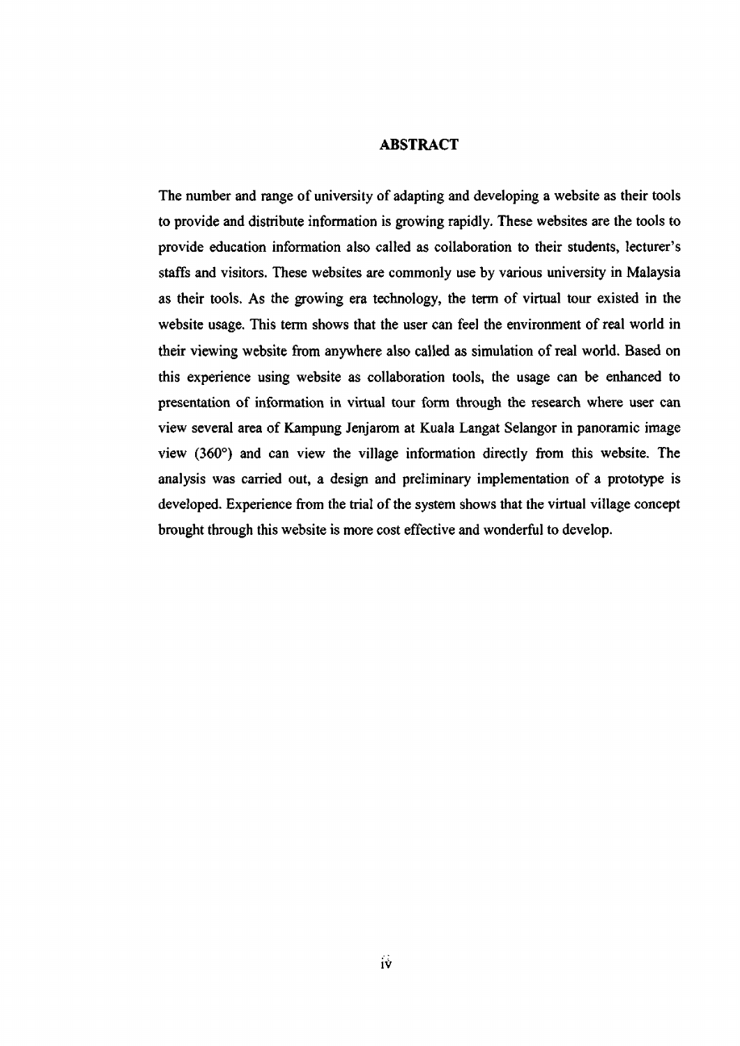# ABSTRACT

The number and range of university of adapting and developing a website as their tools to provide and distribute information is growing rapidly. These websites are the tools to provide education information also called as collaboration to their students, lecturer's staffs and visitors. These websites are commonly use by various university in Malaysia as their tools. As the growing era technology, the term of virtual tour existed in the website usage. This term shows that the user can feel the environment of real world in their viewing website from anywhere also called as simulation of real world. Based on this experience using website as collaboration tools, the usage can be enhanced to presentation of information in virtual tour form through the research where user can view several area of Kampung Jenjarom at Kuala Langat Selangor in panoramic image view (360°) and can view the village information directly from this website. The analysis was carried out, a design and preliminary implementation of a prototype is developed. Experience from the trial of the system shows that the virtual village concept brought through this website is more cost effective and wonderful to develop.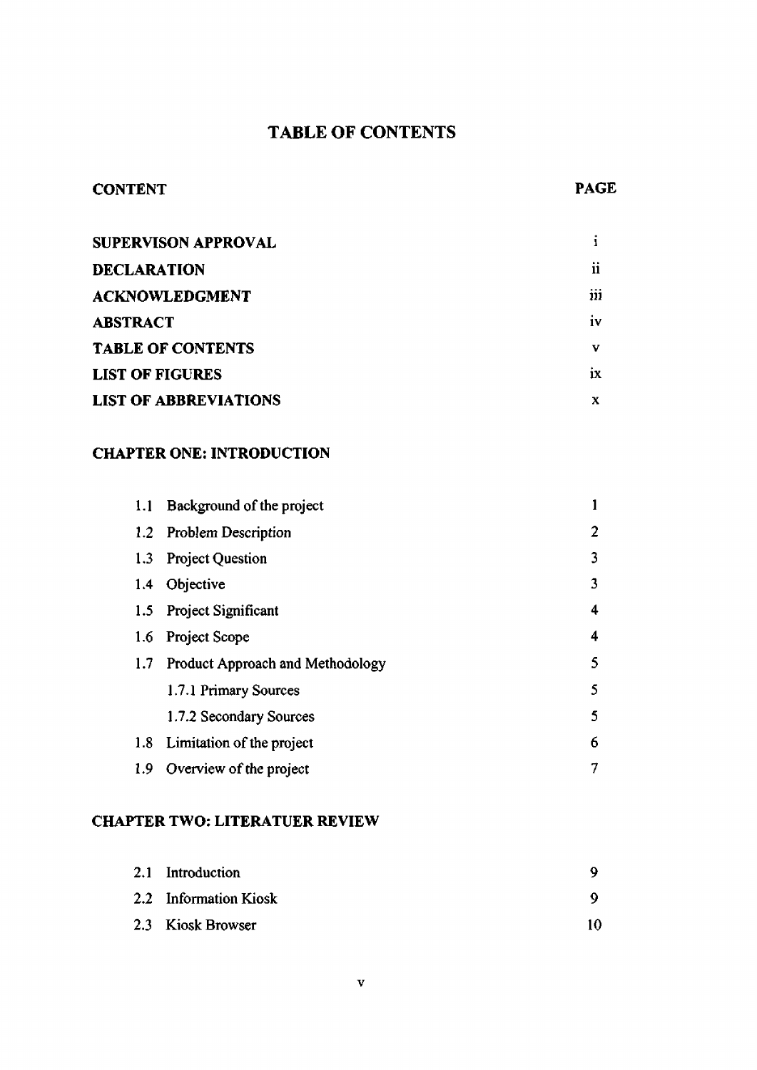# TABLE OF CONTENTS

| CONTENT | PAGE |
|---|---|
| **SUPERVISON APPROVAL** | i |
| **DECLARATION** | ii |
| **ACKNOWLEDGMENT** | iii |
| **ABSTRACT** | iv |
| **TABLE OF CONTENTS** | v |
| **LIST OF FIGURES** | ix |
| **LIST OF ABBREVIATIONS** | x |

**CHAPTER ONE: INTRODUCTION**

| | |
|---|---|
| 1.1 Background of the project | 1 |
| 1.2 Problem Description | 2 |
| 1.3 Project Question | 3 |
| 1.4 Objective | 3 |
| 1.5 Project Significant | 4 |
| 1.6 Project Scope | 4 |
| 1.7 Product Approach and Methodology | 5 |
| 1.7.1 Primary Sources | 5 |
| 1.7.2 Secondary Sources | 5 |
| 1.8 Limitation of the project | 6 |
| 1.9 Overview of the project | 7 |

**CHAPTER TWO: LITERATUER REVIEW**

| | |
|---|---|
| 2.1 Introduction | 9 |
| 2.2 Information Kiosk | 9 |
| 2.3 Kiosk Browser | 10 |